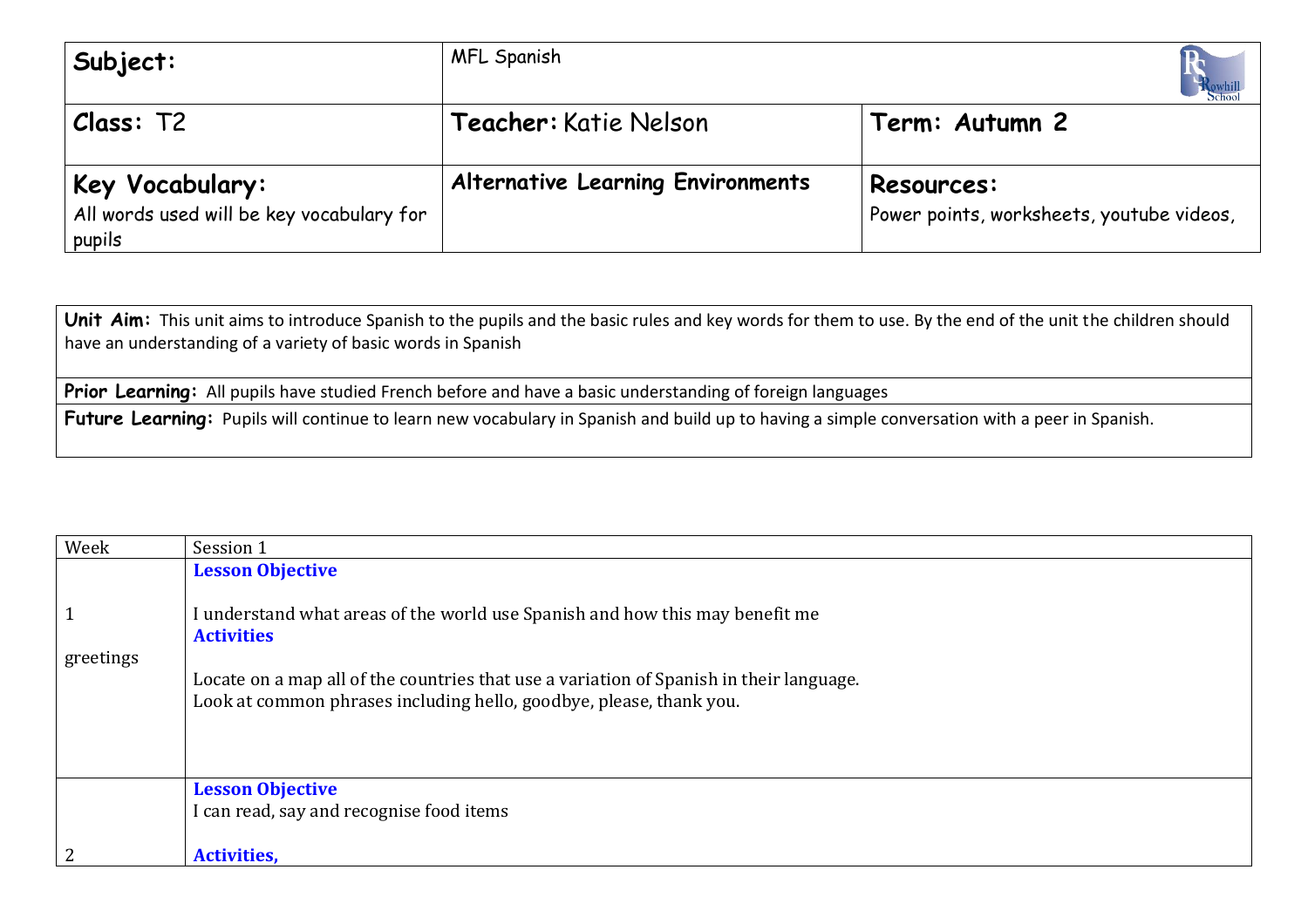| Subject: | MFL Spanish | |
|---|---|---|
| **Class:** T2 | **Teacher:** Katie Nelson | **Term: Autumn 2** |
| **Key Vocabulary:** All words used will be key vocabulary for pupils | **Alternative Learning Environments** | **Resources:** Power points, worksheets, youtube videos, |

| **Unit Aim:** This unit aims to introduce Spanish to the pupils and the basic rules and key words for them to use. By the end of the unit the children should have an understanding of a variety of basic words in Spanish |
|---|
| **Prior Learning:** All pupils have studied French before and have a basic understanding of foreign languages |
| **Future Learning:** Pupils will continue to learn new vocabulary in Spanish and build up to having a simple conversation with a peer in Spanish. |

| Week | Session 1 |
|---|---|
| 1<br><br>greetings | **Lesson Objective**<br><br>I understand what areas of the world use Spanish and how this may benefit me<br>**Activities**<br><br>Locate on a map all of the countries that use a variation of Spanish in their language.<br>Look at common phrases including hello, goodbye, please, thank you. |
| 2 | **Lesson Objective**<br>I can read, say and recognise food items<br><br>**Activities,** |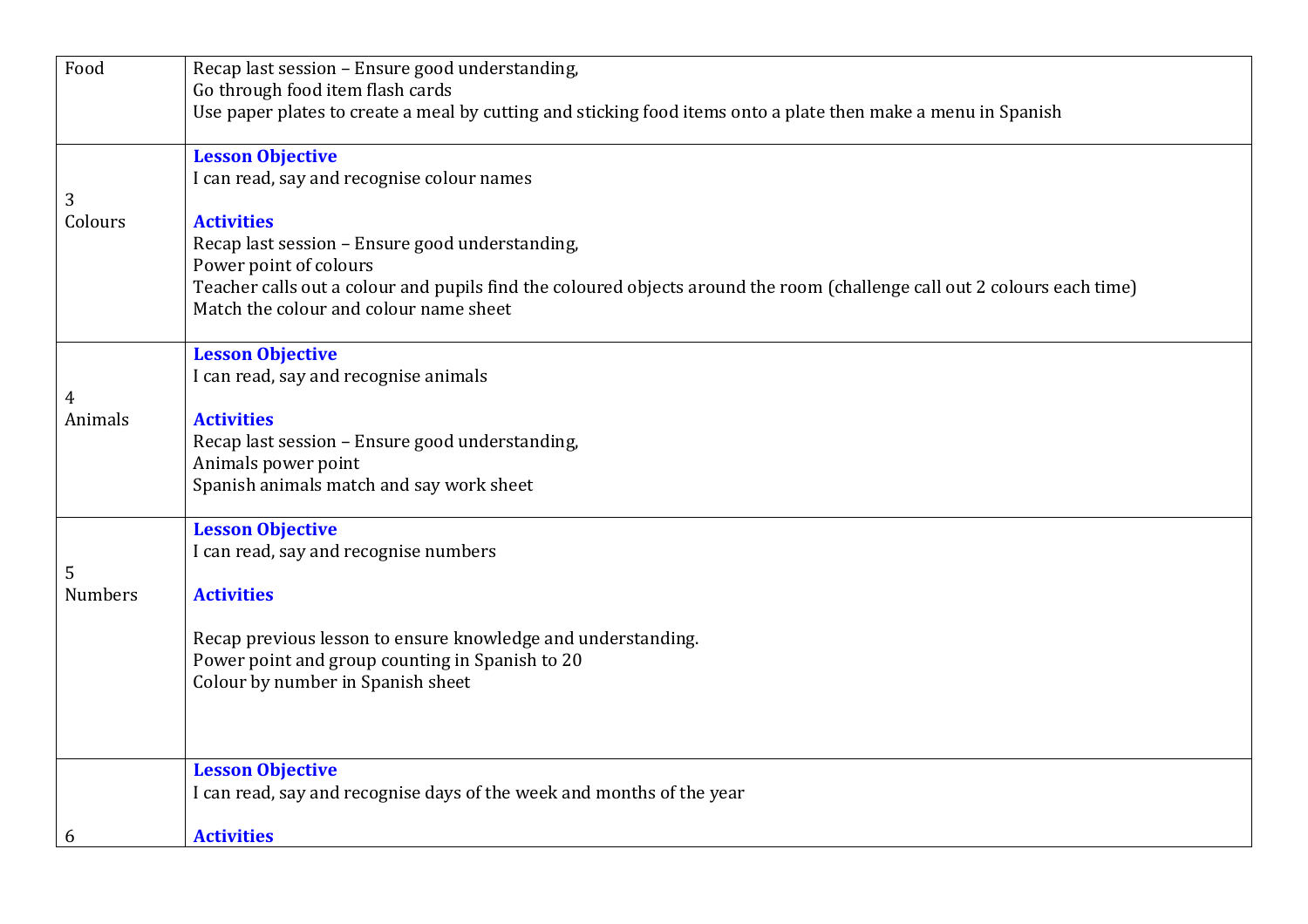| | |
|---|---|
| Food | Recap last session – Ensure good understanding,<br>Go through food item flash cards<br>Use paper plates to create a meal by cutting and sticking food items onto a plate then make a menu in Spanish |
| 3<br>Colours | **Lesson Objective**<br>I can read, say and recognise colour names<br><br>**Activities**<br>Recap last session – Ensure good understanding,<br>Power point of colours<br>Teacher calls out a colour and pupils find the coloured objects around the room (challenge call out 2 colours each time)<br>Match the colour and colour name sheet |
| 4<br>Animals | **Lesson Objective**<br>I can read, say and recognise animals<br><br>**Activities**<br>Recap last session – Ensure good understanding,<br>Animals power point<br>Spanish animals match and say work sheet |
| 5<br>Numbers | **Lesson Objective**<br>I can read, say and recognise numbers<br><br>**Activities**<br><br>Recap previous lesson to ensure knowledge and understanding.<br>Power point and group counting in Spanish to 20<br>Colour by number in Spanish sheet |
| 6 | **Lesson Objective**<br>I can read, say and recognise days of the week and months of the year<br><br>**Activities** |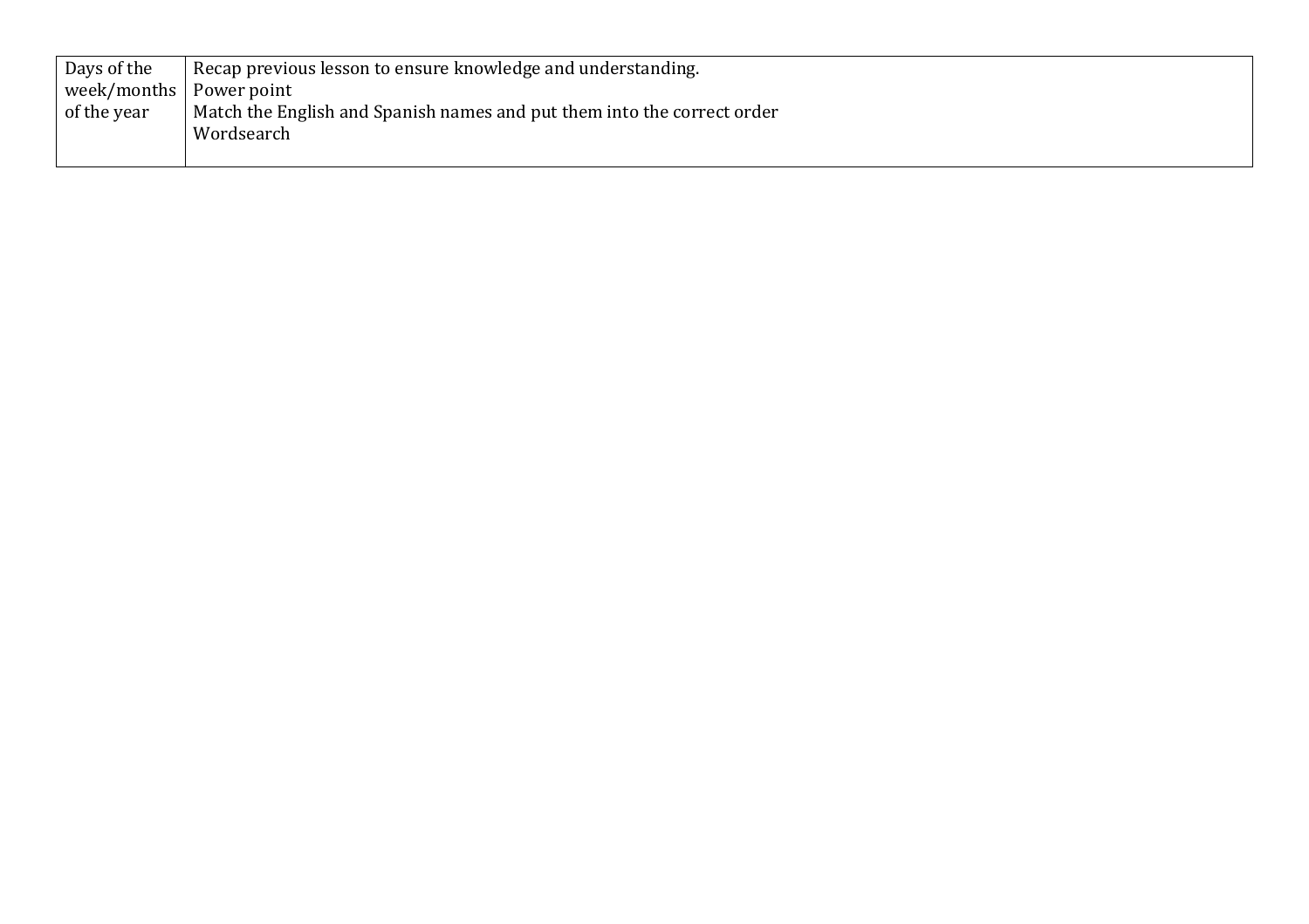| | |
|---|---|
| Days of the week/months of the year | Recap previous lesson to ensure knowledge and understanding.<br>Power point<br>Match the English and Spanish names and put them into the correct order<br>Wordsearch |